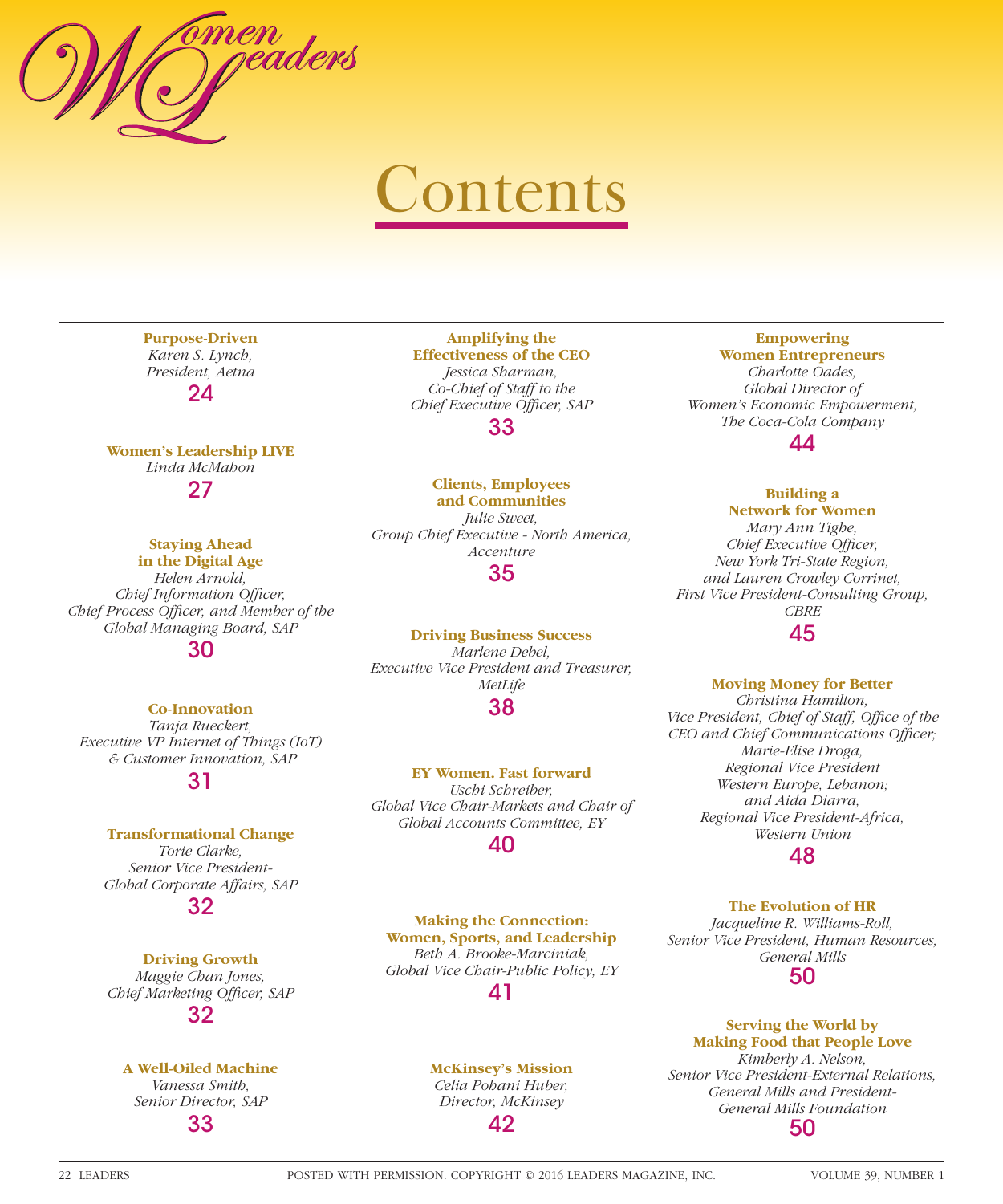# Women Leaders

# Contents

**Purpose-Driven**
*Karen S. Lynch,*
*President, Aetna*
24

**Women's Leadership LIVE**
*Linda McMahon*
27

**Staying Ahead in the Digital Age**
*Helen Arnold,*
*Chief Information Officer,*
*Chief Process Officer, and Member of the Global Managing Board, SAP*
30

**Co-Innovation**
*Tanja Rueckert,*
*Executive VP Internet of Things (IoT) & Customer Innovation, SAP*
31

**Transformational Change**
*Torie Clarke,*
*Senior Vice President-Global Corporate Affairs, SAP*
32

**Driving Growth**
*Maggie Chan Jones,*
*Chief Marketing Officer, SAP*
32

**A Well-Oiled Machine**
*Vanessa Smith,*
*Senior Director, SAP*
33

**Amplifying the Effectiveness of the CEO**
*Jessica Sharman,*
*Co-Chief of Staff to the Chief Executive Officer, SAP*
33

**Clients, Employees and Communities**
*Julie Sweet,*
*Group Chief Executive - North America, Accenture*
35

**Driving Business Success**
*Marlene Debel,*
*Executive Vice President and Treasurer, MetLife*
38

**EY Women. Fast forward**
*Uschi Schreiber,*
*Global Vice Chair-Markets and Chair of Global Accounts Committee, EY*
40

**Making the Connection: Women, Sports, and Leadership**
*Beth A. Brooke-Marciniak,*
*Global Vice Chair-Public Policy, EY*
41

**McKinsey's Mission**
*Celia Pohani Huber,*
*Director, McKinsey*
42

**Empowering Women Entrepreneurs**
*Charlotte Oades,*
*Global Director of Women's Economic Empowerment, The Coca-Cola Company*
44

**Building a Network for Women**
*Mary Ann Tighe,*
*Chief Executive Officer, New York Tri-State Region,*
*and Lauren Crowley Corrinet,*
*First Vice President-Consulting Group, CBRE*
45

**Moving Money for Better**
*Christina Hamilton,*
*Vice President, Chief of Staff, Office of the CEO and Chief Communications Officer;*
*Marie-Elise Droga,*
*Regional Vice President Western Europe, Lebanon;*
*and Aida Diarra,*
*Regional Vice President-Africa, Western Union*
48

**The Evolution of HR**
*Jacqueline R. Williams-Roll,*
*Senior Vice President, Human Resources, General Mills*
50

**Serving the World by Making Food that People Love**
*Kimberly A. Nelson,*
*Senior Vice President-External Relations, General Mills and President-General Mills Foundation*
50

POSTED WITH PERMISSION. COPYRIGHT © 2016 LEADERS MAGAZINE, INC.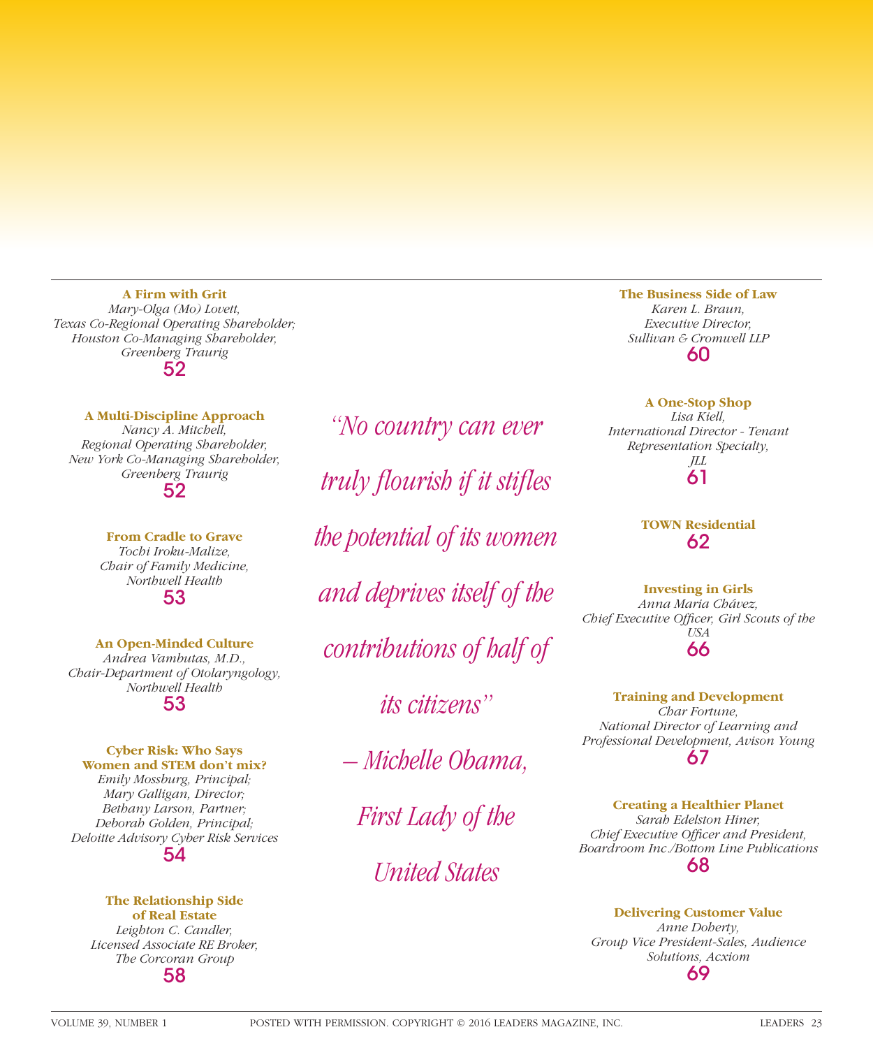**A Firm with Grit**
*Mary-Olga (Mo) Lovett,*
*Texas Co-Regional Operating Shareholder;*
*Houston Co-Managing Shareholder,*
*Greenberg Traurig*
52

**A Multi-Discipline Approach**
*Nancy A. Mitchell,*
*Regional Operating Shareholder,*
*New York Co-Managing Shareholder,*
*Greenberg Traurig*
52

**From Cradle to Grave**
*Tochi Iroku-Malize,*
*Chair of Family Medicine,*
*Northwell Health*
53

**An Open-Minded Culture**
*Andrea Vambutas, M.D.,*
*Chair-Department of Otolaryngology,*
*Northwell Health*
53

**Cyber Risk: Who Says Women and STEM don't mix?**
*Emily Mossburg, Principal;*
*Mary Galligan, Director;*
*Bethany Larson, Partner;*
*Deborah Golden, Principal;*
*Deloitte Advisory Cyber Risk Services*
54

**The Relationship Side of Real Estate**
*Leighton C. Candler,*
*Licensed Associate RE Broker,*
*The Corcoran Group*
58

*"No country can ever truly flourish if it stifles the potential of its women and deprives itself of the contributions of half of its citizens"*

*– Michelle Obama, First Lady of the United States*

**The Business Side of Law**
*Karen L. Braun,*
*Executive Director,*
*Sullivan & Cromwell LLP*
60

**A One-Stop Shop**
*Lisa Kiell,*
*International Director - Tenant Representation Specialty,*
*JLL*
61

**TOWN Residential**
62

**Investing in Girls**
*Anna Maria Chávez,*
*Chief Executive Officer, Girl Scouts of the USA*
66

**Training and Development**
*Char Fortune,*
*National Director of Learning and Professional Development, Avison Young*
67

**Creating a Healthier Planet**
*Sarah Edelston Hiner,*
*Chief Executive Officer and President,*
*Boardroom Inc./Bottom Line Publications*
68

**Delivering Customer Value**
*Anne Doherty,*
*Group Vice President-Sales, Audience Solutions, Acxiom*
69